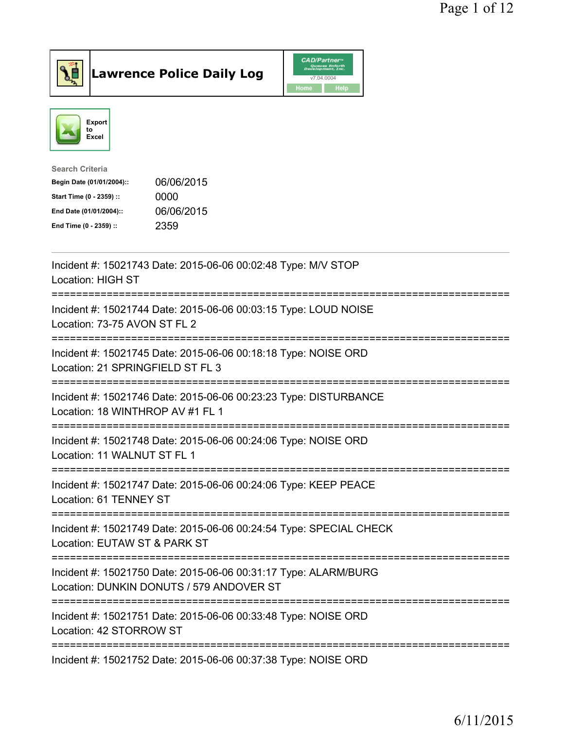# Lawrence Police Daily Log

CAD/Partner v7.04.0004

Home | Help

Export to Excel

**Search Criteria**

| | |
|---|---|
| **Begin Date (01/01/2004)::** | 06/06/2015 |
| **Start Time (0 - 2359) ::** | 0000 |
| **End Date (01/01/2004)::** | 06/06/2015 |
| **End Time (0 - 2359) ::** | 2359 |

Incident #: 15021743 Date: 2015-06-06 00:02:48 Type: M/V STOP
Location: HIGH ST

===========================================================================

Incident #: 15021744 Date: 2015-06-06 00:03:15 Type: LOUD NOISE
Location: 73-75 AVON ST FL 2

===========================================================================

Incident #: 15021745 Date: 2015-06-06 00:18:18 Type: NOISE ORD
Location: 21 SPRINGFIELD ST FL 3

===========================================================================

Incident #: 15021746 Date: 2015-06-06 00:23:23 Type: DISTURBANCE
Location: 18 WINTHROP AV #1 FL 1

===========================================================================

Incident #: 15021748 Date: 2015-06-06 00:24:06 Type: NOISE ORD
Location: 11 WALNUT ST FL 1

===========================================================================

Incident #: 15021747 Date: 2015-06-06 00:24:06 Type: KEEP PEACE
Location: 61 TENNEY ST

===========================================================================

Incident #: 15021749 Date: 2015-06-06 00:24:54 Type: SPECIAL CHECK
Location: EUTAW ST & PARK ST

===========================================================================

Incident #: 15021750 Date: 2015-06-06 00:31:17 Type: ALARM/BURG
Location: DUNKIN DONUTS / 579 ANDOVER ST

===========================================================================

Incident #: 15021751 Date: 2015-06-06 00:33:48 Type: NOISE ORD
Location: 42 STORROW ST

===========================================================================

Incident #: 15021752 Date: 2015-06-06 00:37:38 Type: NOISE ORD

6/11/2015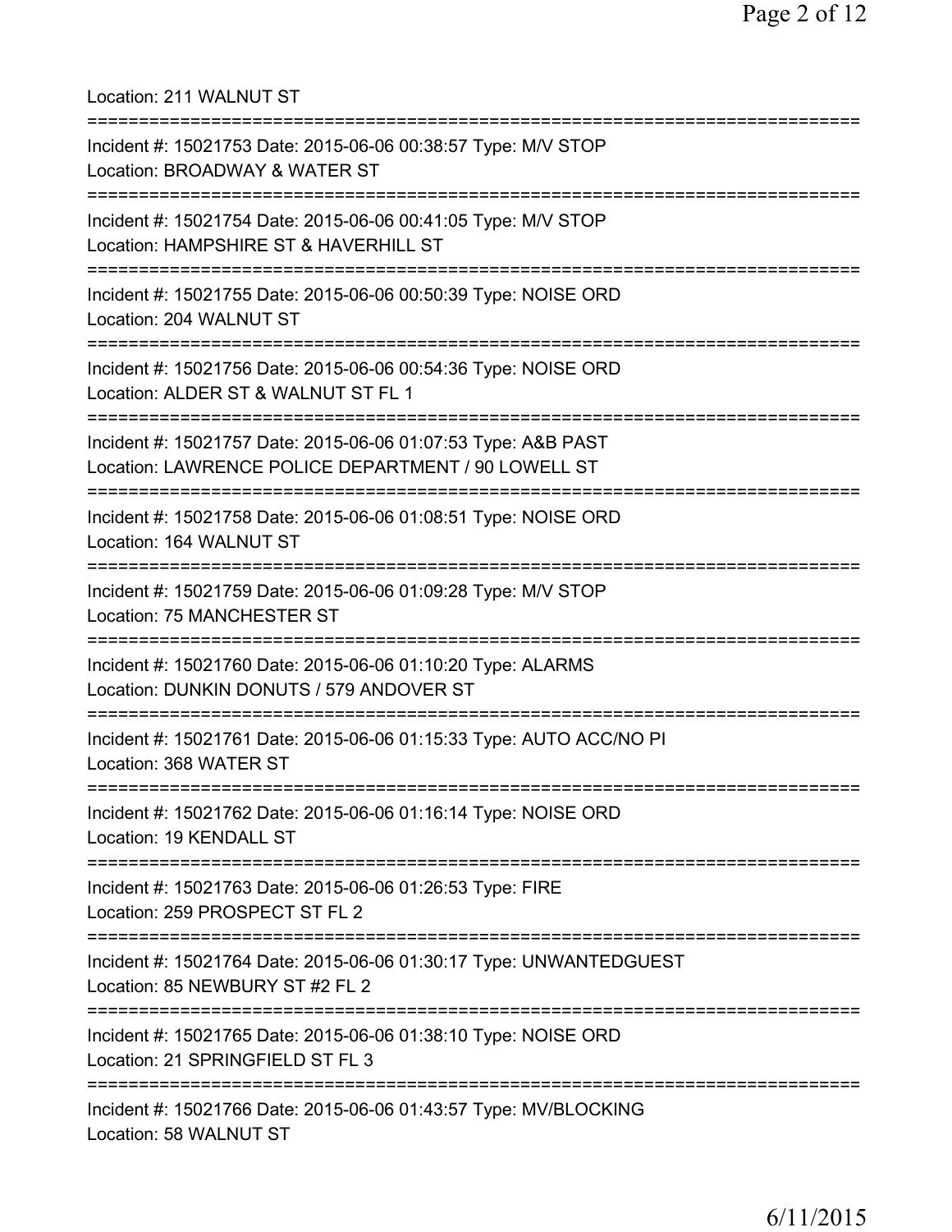Location: 211 WALNUT ST

===========================================================================

Incident #: 15021753 Date: 2015-06-06 00:38:57 Type: M/V STOP
Location: BROADWAY & WATER ST

===========================================================================

Incident #: 15021754 Date: 2015-06-06 00:41:05 Type: M/V STOP
Location: HAMPSHIRE ST & HAVERHILL ST

===========================================================================

Incident #: 15021755 Date: 2015-06-06 00:50:39 Type: NOISE ORD
Location: 204 WALNUT ST

===========================================================================

Incident #: 15021756 Date: 2015-06-06 00:54:36 Type: NOISE ORD
Location: ALDER ST & WALNUT ST FL 1

===========================================================================

Incident #: 15021757 Date: 2015-06-06 01:07:53 Type: A&B PAST
Location: LAWRENCE POLICE DEPARTMENT / 90 LOWELL ST

===========================================================================

Incident #: 15021758 Date: 2015-06-06 01:08:51 Type: NOISE ORD
Location: 164 WALNUT ST

===========================================================================

Incident #: 15021759 Date: 2015-06-06 01:09:28 Type: M/V STOP
Location: 75 MANCHESTER ST

===========================================================================

Incident #: 15021760 Date: 2015-06-06 01:10:20 Type: ALARMS
Location: DUNKIN DONUTS / 579 ANDOVER ST

===========================================================================

Incident #: 15021761 Date: 2015-06-06 01:15:33 Type: AUTO ACC/NO PI
Location: 368 WATER ST

===========================================================================

Incident #: 15021762 Date: 2015-06-06 01:16:14 Type: NOISE ORD
Location: 19 KENDALL ST

===========================================================================

Incident #: 15021763 Date: 2015-06-06 01:26:53 Type: FIRE
Location: 259 PROSPECT ST FL 2

===========================================================================

Incident #: 15021764 Date: 2015-06-06 01:30:17 Type: UNWANTEDGUEST
Location: 85 NEWBURY ST #2 FL 2

===========================================================================

Incident #: 15021765 Date: 2015-06-06 01:38:10 Type: NOISE ORD
Location: 21 SPRINGFIELD ST FL 3

===========================================================================

Incident #: 15021766 Date: 2015-06-06 01:43:57 Type: MV/BLOCKING
Location: 58 WALNUT ST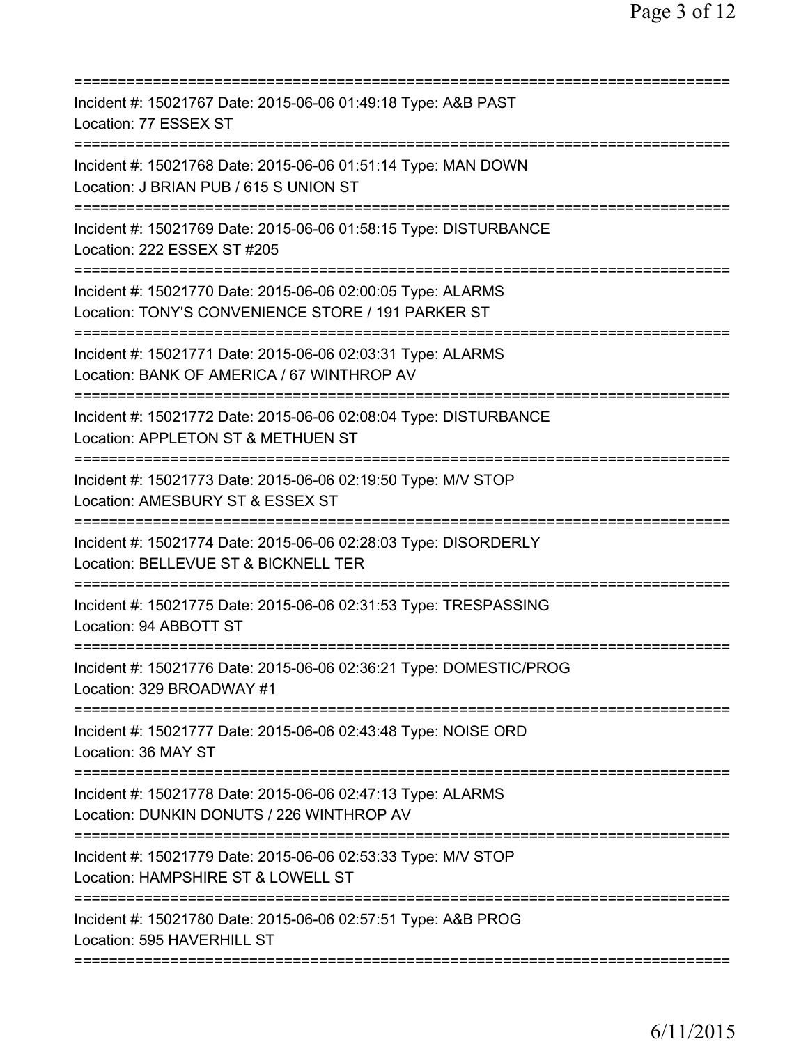===========================================================================
Incident #: 15021767 Date: 2015-06-06 01:49:18 Type: A&B PAST
Location: 77 ESSEX ST
===========================================================================
Incident #: 15021768 Date: 2015-06-06 01:51:14 Type: MAN DOWN
Location: J BRIAN PUB / 615 S UNION ST
===========================================================================
Incident #: 15021769 Date: 2015-06-06 01:58:15 Type: DISTURBANCE
Location: 222 ESSEX ST #205
===========================================================================
Incident #: 15021770 Date: 2015-06-06 02:00:05 Type: ALARMS
Location: TONY'S CONVENIENCE STORE / 191 PARKER ST
===========================================================================
Incident #: 15021771 Date: 2015-06-06 02:03:31 Type: ALARMS
Location: BANK OF AMERICA / 67 WINTHROP AV
===========================================================================
Incident #: 15021772 Date: 2015-06-06 02:08:04 Type: DISTURBANCE
Location: APPLETON ST & METHUEN ST
===========================================================================
Incident #: 15021773 Date: 2015-06-06 02:19:50 Type: M/V STOP
Location: AMESBURY ST & ESSEX ST
===========================================================================
Incident #: 15021774 Date: 2015-06-06 02:28:03 Type: DISORDERLY
Location: BELLEVUE ST & BICKNELL TER
===========================================================================
Incident #: 15021775 Date: 2015-06-06 02:31:53 Type: TRESPASSING
Location: 94 ABBOTT ST
===========================================================================
Incident #: 15021776 Date: 2015-06-06 02:36:21 Type: DOMESTIC/PROG
Location: 329 BROADWAY #1
===========================================================================
Incident #: 15021777 Date: 2015-06-06 02:43:48 Type: NOISE ORD
Location: 36 MAY ST
===========================================================================
Incident #: 15021778 Date: 2015-06-06 02:47:13 Type: ALARMS
Location: DUNKIN DONUTS / 226 WINTHROP AV
===========================================================================
Incident #: 15021779 Date: 2015-06-06 02:53:33 Type: M/V STOP
Location: HAMPSHIRE ST & LOWELL ST
===========================================================================
Incident #: 15021780 Date: 2015-06-06 02:57:51 Type: A&B PROG
Location: 595 HAVERHILL ST
===========================================================================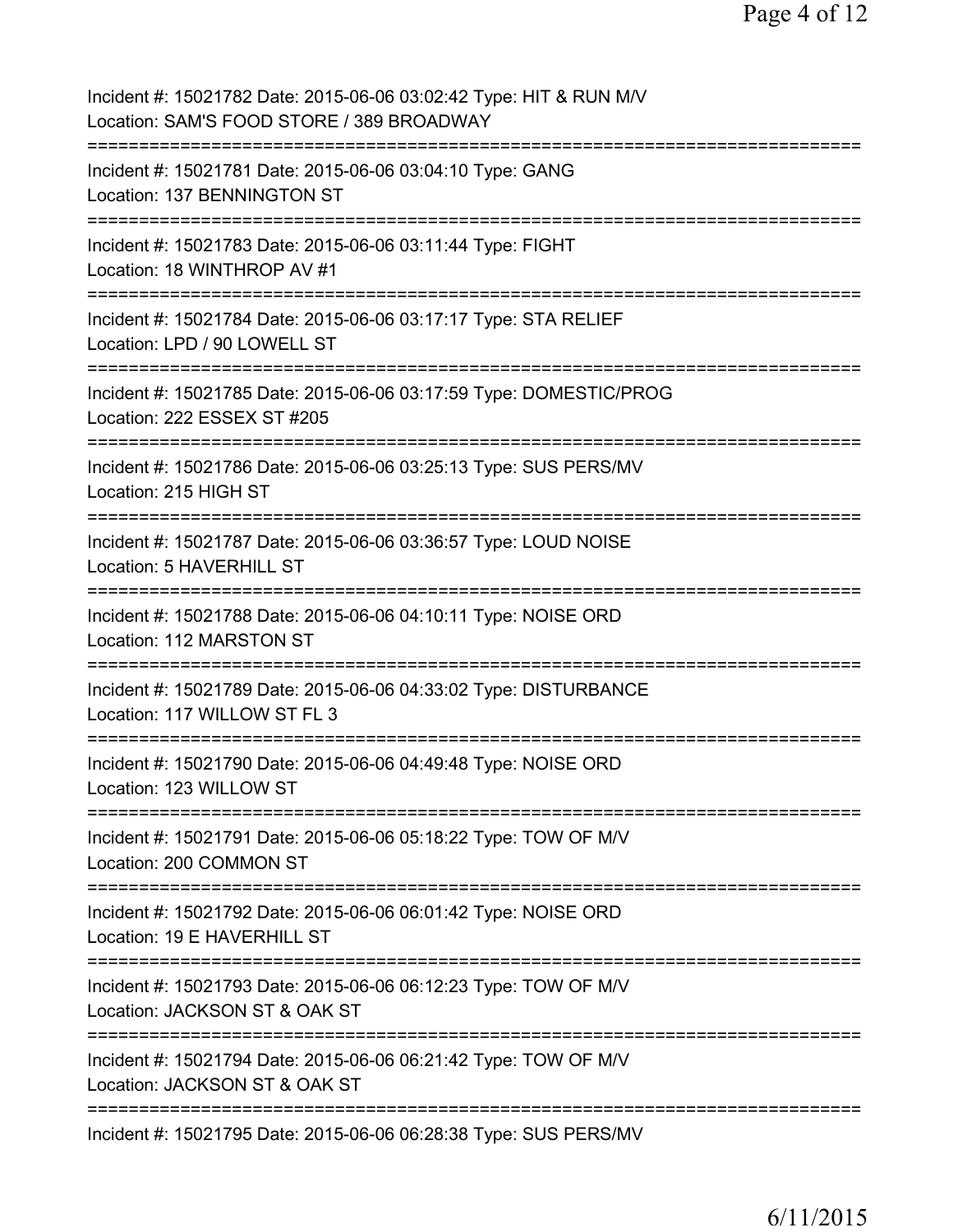Incident #: 15021782 Date: 2015-06-06 03:02:42 Type: HIT & RUN M/V
Location: SAM'S FOOD STORE / 389 BROADWAY
===========================================================================
Incident #: 15021781 Date: 2015-06-06 03:04:10 Type: GANG
Location: 137 BENNINGTON ST
===========================================================================
Incident #: 15021783 Date: 2015-06-06 03:11:44 Type: FIGHT
Location: 18 WINTHROP AV #1
===========================================================================
Incident #: 15021784 Date: 2015-06-06 03:17:17 Type: STA RELIEF
Location: LPD / 90 LOWELL ST
===========================================================================
Incident #: 15021785 Date: 2015-06-06 03:17:59 Type: DOMESTIC/PROG
Location: 222 ESSEX ST #205
===========================================================================
Incident #: 15021786 Date: 2015-06-06 03:25:13 Type: SUS PERS/MV
Location: 215 HIGH ST
===========================================================================
Incident #: 15021787 Date: 2015-06-06 03:36:57 Type: LOUD NOISE
Location: 5 HAVERHILL ST
===========================================================================
Incident #: 15021788 Date: 2015-06-06 04:10:11 Type: NOISE ORD
Location: 112 MARSTON ST
===========================================================================
Incident #: 15021789 Date: 2015-06-06 04:33:02 Type: DISTURBANCE
Location: 117 WILLOW ST FL 3
===========================================================================
Incident #: 15021790 Date: 2015-06-06 04:49:48 Type: NOISE ORD
Location: 123 WILLOW ST
===========================================================================
Incident #: 15021791 Date: 2015-06-06 05:18:22 Type: TOW OF M/V
Location: 200 COMMON ST
===========================================================================
Incident #: 15021792 Date: 2015-06-06 06:01:42 Type: NOISE ORD
Location: 19 E HAVERHILL ST
===========================================================================
Incident #: 15021793 Date: 2015-06-06 06:12:23 Type: TOW OF M/V
Location: JACKSON ST & OAK ST
===========================================================================
Incident #: 15021794 Date: 2015-06-06 06:21:42 Type: TOW OF M/V
Location: JACKSON ST & OAK ST
===========================================================================
Incident #: 15021795 Date: 2015-06-06 06:28:38 Type: SUS PERS/MV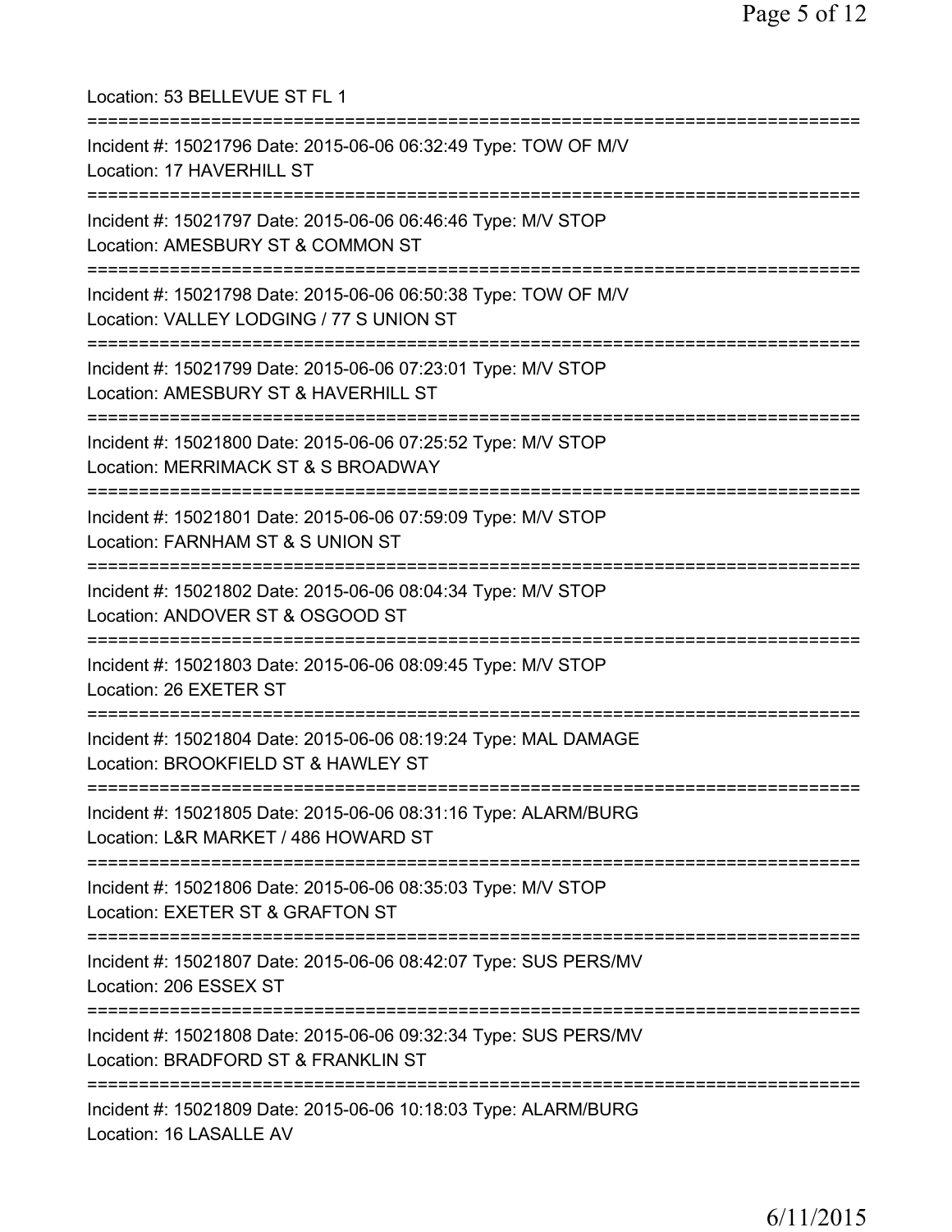Location: 53 BELLEVUE ST FL 1

===========================================================================

Incident #: 15021796 Date: 2015-06-06 06:32:49 Type: TOW OF M/V
Location: 17 HAVERHILL ST

===========================================================================

Incident #: 15021797 Date: 2015-06-06 06:46:46 Type: M/V STOP
Location: AMESBURY ST & COMMON ST

===========================================================================

Incident #: 15021798 Date: 2015-06-06 06:50:38 Type: TOW OF M/V
Location: VALLEY LODGING / 77 S UNION ST

===========================================================================

Incident #: 15021799 Date: 2015-06-06 07:23:01 Type: M/V STOP
Location: AMESBURY ST & HAVERHILL ST

===========================================================================

Incident #: 15021800 Date: 2015-06-06 07:25:52 Type: M/V STOP
Location: MERRIMACK ST & S BROADWAY

===========================================================================

Incident #: 15021801 Date: 2015-06-06 07:59:09 Type: M/V STOP
Location: FARNHAM ST & S UNION ST

===========================================================================

Incident #: 15021802 Date: 2015-06-06 08:04:34 Type: M/V STOP
Location: ANDOVER ST & OSGOOD ST

===========================================================================

Incident #: 15021803 Date: 2015-06-06 08:09:45 Type: M/V STOP
Location: 26 EXETER ST

===========================================================================

Incident #: 15021804 Date: 2015-06-06 08:19:24 Type: MAL DAMAGE
Location: BROOKFIELD ST & HAWLEY ST

===========================================================================

Incident #: 15021805 Date: 2015-06-06 08:31:16 Type: ALARM/BURG
Location: L&R MARKET / 486 HOWARD ST

===========================================================================

Incident #: 15021806 Date: 2015-06-06 08:35:03 Type: M/V STOP
Location: EXETER ST & GRAFTON ST

===========================================================================

Incident #: 15021807 Date: 2015-06-06 08:42:07 Type: SUS PERS/MV
Location: 206 ESSEX ST

===========================================================================

Incident #: 15021808 Date: 2015-06-06 09:32:34 Type: SUS PERS/MV
Location: BRADFORD ST & FRANKLIN ST

===========================================================================

Incident #: 15021809 Date: 2015-06-06 10:18:03 Type: ALARM/BURG
Location: 16 LASALLE AV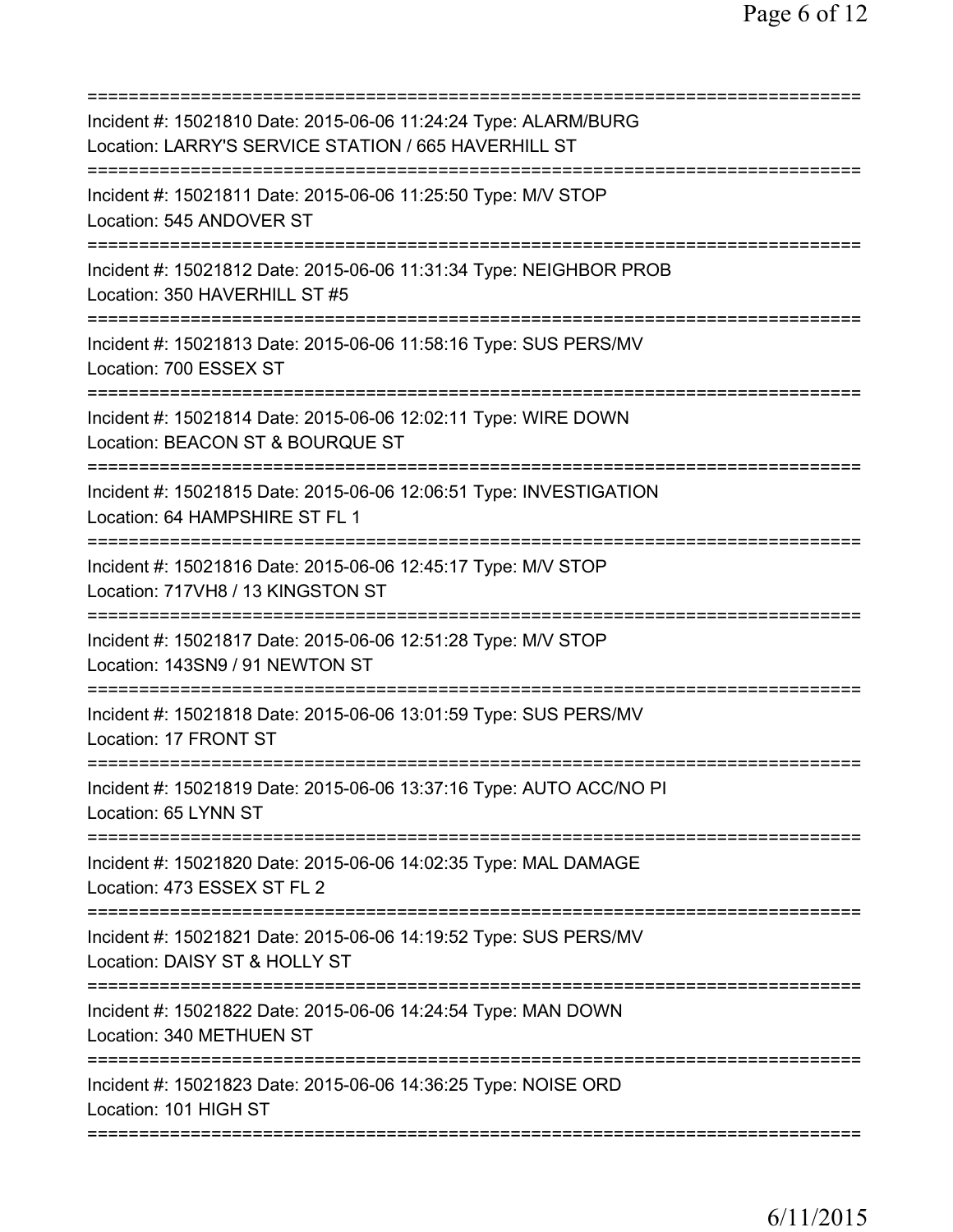Incident #: 15021810 Date: 2015-06-06 11:24:24 Type: ALARM/BURG
Location: LARRY'S SERVICE STATION / 665 HAVERHILL ST

Incident #: 15021811 Date: 2015-06-06 11:25:50 Type: M/V STOP
Location: 545 ANDOVER ST

Incident #: 15021812 Date: 2015-06-06 11:31:34 Type: NEIGHBOR PROB
Location: 350 HAVERHILL ST #5

Incident #: 15021813 Date: 2015-06-06 11:58:16 Type: SUS PERS/MV
Location: 700 ESSEX ST

Incident #: 15021814 Date: 2015-06-06 12:02:11 Type: WIRE DOWN
Location: BEACON ST & BOURQUE ST

Incident #: 15021815 Date: 2015-06-06 12:06:51 Type: INVESTIGATION
Location: 64 HAMPSHIRE ST FL 1

Incident #: 15021816 Date: 2015-06-06 12:45:17 Type: M/V STOP
Location: 717VH8 / 13 KINGSTON ST

Incident #: 15021817 Date: 2015-06-06 12:51:28 Type: M/V STOP
Location: 143SN9 / 91 NEWTON ST

Incident #: 15021818 Date: 2015-06-06 13:01:59 Type: SUS PERS/MV
Location: 17 FRONT ST

Incident #: 15021819 Date: 2015-06-06 13:37:16 Type: AUTO ACC/NO PI
Location: 65 LYNN ST

Incident #: 15021820 Date: 2015-06-06 14:02:35 Type: MAL DAMAGE
Location: 473 ESSEX ST FL 2

Incident #: 15021821 Date: 2015-06-06 14:19:52 Type: SUS PERS/MV
Location: DAISY ST & HOLLY ST

Incident #: 15021822 Date: 2015-06-06 14:24:54 Type: MAN DOWN
Location: 340 METHUEN ST

Incident #: 15021823 Date: 2015-06-06 14:36:25 Type: NOISE ORD
Location: 101 HIGH ST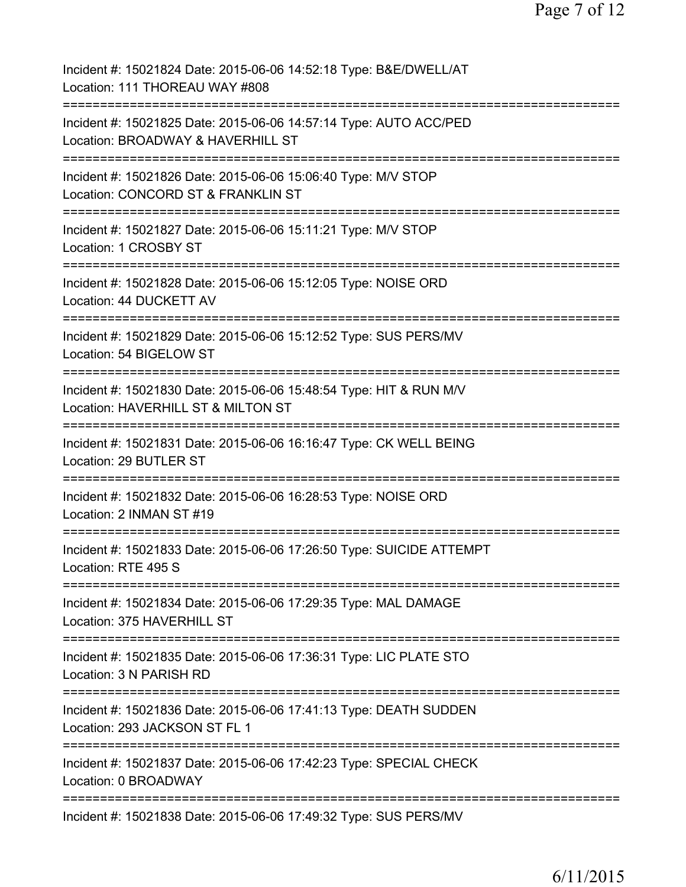Incident #: 15021824 Date: 2015-06-06 14:52:18 Type: B&E/DWELL/AT
Location: 111 THOREAU WAY #808
===========================================================================
Incident #: 15021825 Date: 2015-06-06 14:57:14 Type: AUTO ACC/PED
Location: BROADWAY & HAVERHILL ST
===========================================================================
Incident #: 15021826 Date: 2015-06-06 15:06:40 Type: M/V STOP
Location: CONCORD ST & FRANKLIN ST
===========================================================================
Incident #: 15021827 Date: 2015-06-06 15:11:21 Type: M/V STOP
Location: 1 CROSBY ST
===========================================================================
Incident #: 15021828 Date: 2015-06-06 15:12:05 Type: NOISE ORD
Location: 44 DUCKETT AV
===========================================================================
Incident #: 15021829 Date: 2015-06-06 15:12:52 Type: SUS PERS/MV
Location: 54 BIGELOW ST
===========================================================================
Incident #: 15021830 Date: 2015-06-06 15:48:54 Type: HIT & RUN M/V
Location: HAVERHILL ST & MILTON ST
===========================================================================
Incident #: 15021831 Date: 2015-06-06 16:16:47 Type: CK WELL BEING
Location: 29 BUTLER ST
===========================================================================
Incident #: 15021832 Date: 2015-06-06 16:28:53 Type: NOISE ORD
Location: 2 INMAN ST #19
===========================================================================
Incident #: 15021833 Date: 2015-06-06 17:26:50 Type: SUICIDE ATTEMPT
Location: RTE 495 S
===========================================================================
Incident #: 15021834 Date: 2015-06-06 17:29:35 Type: MAL DAMAGE
Location: 375 HAVERHILL ST
===========================================================================
Incident #: 15021835 Date: 2015-06-06 17:36:31 Type: LIC PLATE STO
Location: 3 N PARISH RD
===========================================================================
Incident #: 15021836 Date: 2015-06-06 17:41:13 Type: DEATH SUDDEN
Location: 293 JACKSON ST FL 1
===========================================================================
Incident #: 15021837 Date: 2015-06-06 17:42:23 Type: SPECIAL CHECK
Location: 0 BROADWAY
===========================================================================
Incident #: 15021838 Date: 2015-06-06 17:49:32 Type: SUS PERS/MV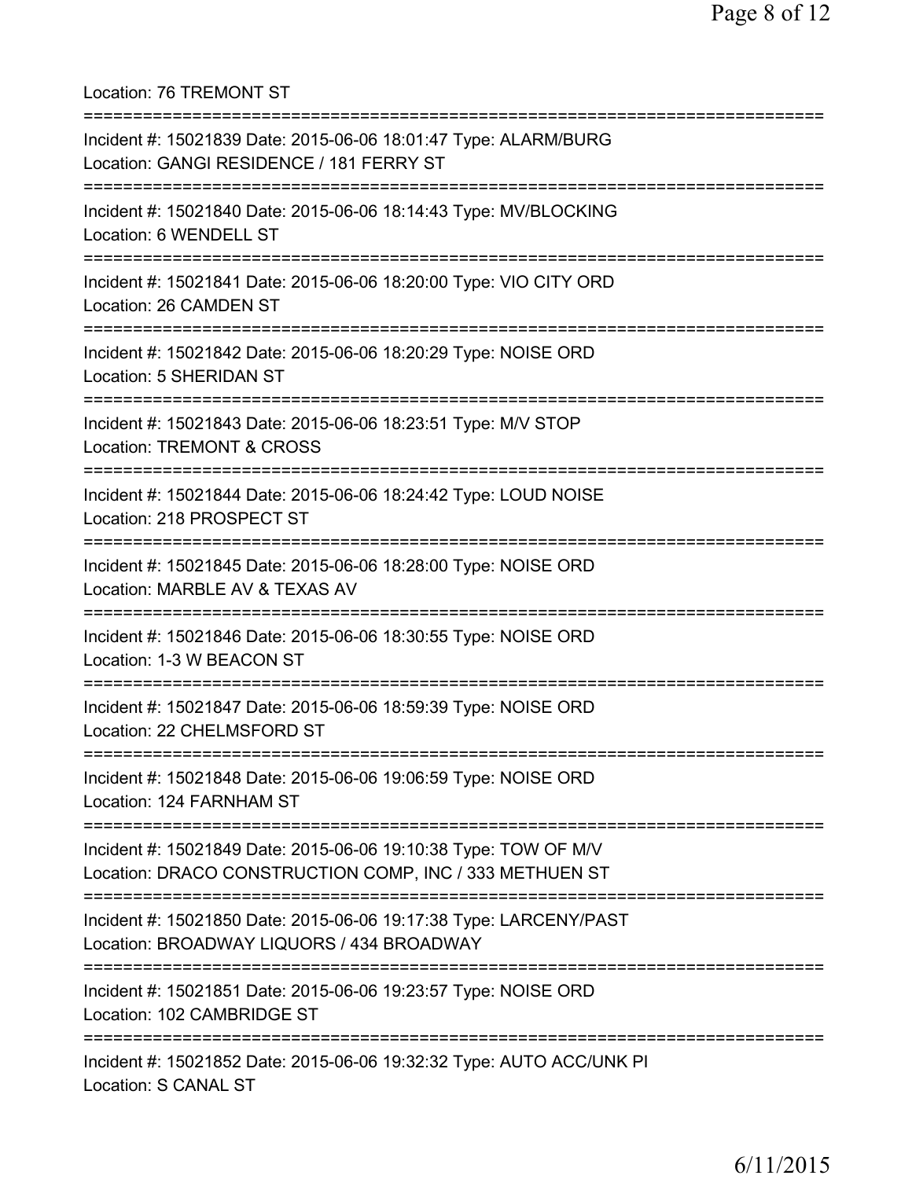Location: 76 TREMONT ST

===========================================================================

Incident #: 15021839 Date: 2015-06-06 18:01:47 Type: ALARM/BURG
Location: GANGI RESIDENCE / 181 FERRY ST

===========================================================================

Incident #: 15021840 Date: 2015-06-06 18:14:43 Type: MV/BLOCKING
Location: 6 WENDELL ST

===========================================================================

Incident #: 15021841 Date: 2015-06-06 18:20:00 Type: VIO CITY ORD
Location: 26 CAMDEN ST

===========================================================================

Incident #: 15021842 Date: 2015-06-06 18:20:29 Type: NOISE ORD
Location: 5 SHERIDAN ST

===========================================================================

Incident #: 15021843 Date: 2015-06-06 18:23:51 Type: M/V STOP
Location: TREMONT & CROSS

===========================================================================

Incident #: 15021844 Date: 2015-06-06 18:24:42 Type: LOUD NOISE
Location: 218 PROSPECT ST

===========================================================================

Incident #: 15021845 Date: 2015-06-06 18:28:00 Type: NOISE ORD
Location: MARBLE AV & TEXAS AV

===========================================================================

Incident #: 15021846 Date: 2015-06-06 18:30:55 Type: NOISE ORD
Location: 1-3 W BEACON ST

===========================================================================

Incident #: 15021847 Date: 2015-06-06 18:59:39 Type: NOISE ORD
Location: 22 CHELMSFORD ST

===========================================================================

Incident #: 15021848 Date: 2015-06-06 19:06:59 Type: NOISE ORD
Location: 124 FARNHAM ST

===========================================================================

Incident #: 15021849 Date: 2015-06-06 19:10:38 Type: TOW OF M/V
Location: DRACO CONSTRUCTION COMP, INC / 333 METHUEN ST

===========================================================================

Incident #: 15021850 Date: 2015-06-06 19:17:38 Type: LARCENY/PAST
Location: BROADWAY LIQUORS / 434 BROADWAY

===========================================================================

Incident #: 15021851 Date: 2015-06-06 19:23:57 Type: NOISE ORD
Location: 102 CAMBRIDGE ST

===========================================================================

Incident #: 15021852 Date: 2015-06-06 19:32:32 Type: AUTO ACC/UNK PI
Location: S CANAL ST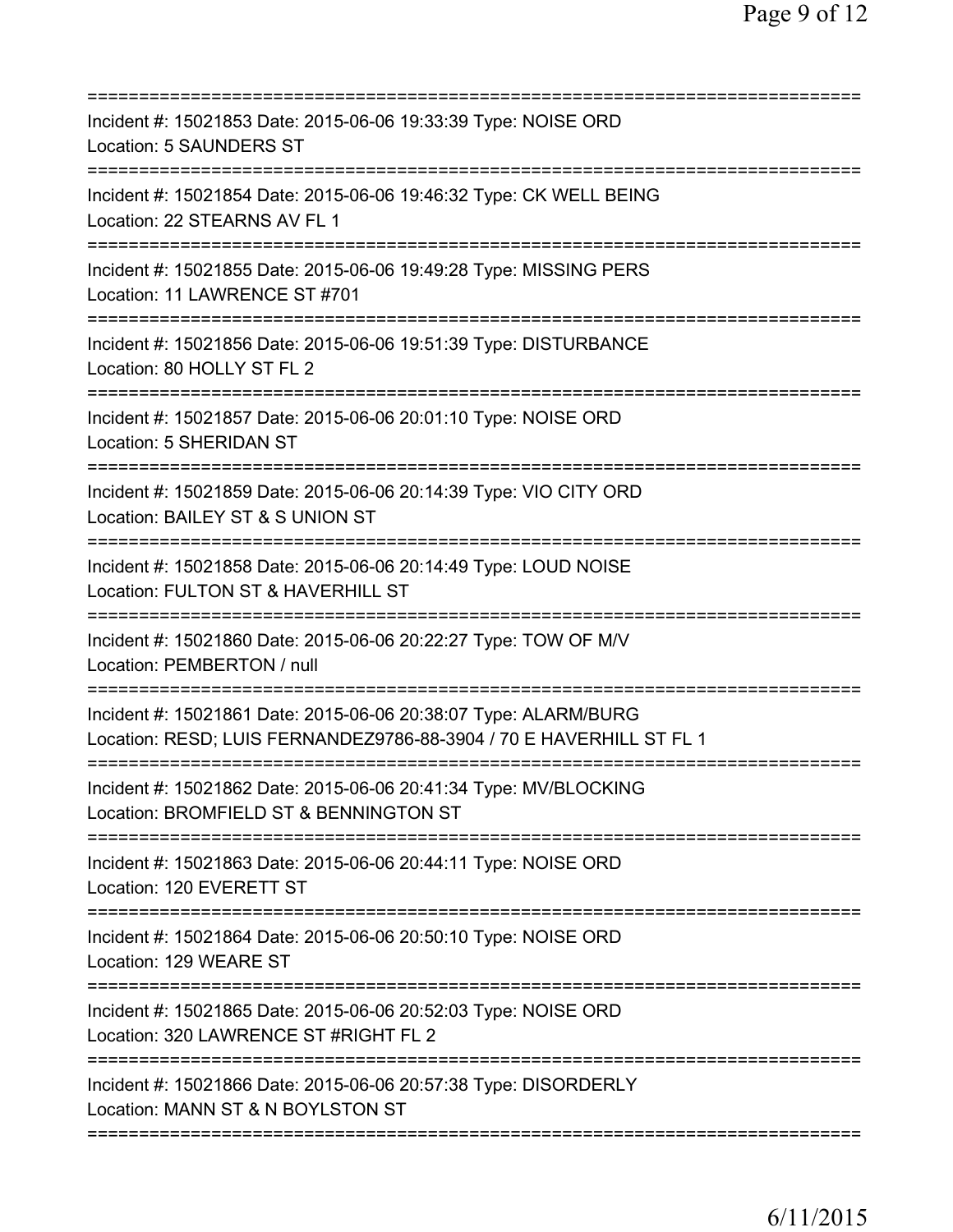===========================================================================
Incident #: 15021853 Date: 2015-06-06 19:33:39 Type: NOISE ORD
Location: 5 SAUNDERS ST
===========================================================================
Incident #: 15021854 Date: 2015-06-06 19:46:32 Type: CK WELL BEING
Location: 22 STEARNS AV FL 1
===========================================================================
Incident #: 15021855 Date: 2015-06-06 19:49:28 Type: MISSING PERS
Location: 11 LAWRENCE ST #701
===========================================================================
Incident #: 15021856 Date: 2015-06-06 19:51:39 Type: DISTURBANCE
Location: 80 HOLLY ST FL 2
===========================================================================
Incident #: 15021857 Date: 2015-06-06 20:01:10 Type: NOISE ORD
Location: 5 SHERIDAN ST
===========================================================================
Incident #: 15021859 Date: 2015-06-06 20:14:39 Type: VIO CITY ORD
Location: BAILEY ST & S UNION ST
===========================================================================
Incident #: 15021858 Date: 2015-06-06 20:14:49 Type: LOUD NOISE
Location: FULTON ST & HAVERHILL ST
===========================================================================
Incident #: 15021860 Date: 2015-06-06 20:22:27 Type: TOW OF M/V
Location: PEMBERTON / null
===========================================================================
Incident #: 15021861 Date: 2015-06-06 20:38:07 Type: ALARM/BURG
Location: RESD; LUIS FERNANDEZ9786-88-3904 / 70 E HAVERHILL ST FL 1
===========================================================================
Incident #: 15021862 Date: 2015-06-06 20:41:34 Type: MV/BLOCKING
Location: BROMFIELD ST & BENNINGTON ST
===========================================================================
Incident #: 15021863 Date: 2015-06-06 20:44:11 Type: NOISE ORD
Location: 120 EVERETT ST
===========================================================================
Incident #: 15021864 Date: 2015-06-06 20:50:10 Type: NOISE ORD
Location: 129 WEARE ST
===========================================================================
Incident #: 15021865 Date: 2015-06-06 20:52:03 Type: NOISE ORD
Location: 320 LAWRENCE ST #RIGHT FL 2
===========================================================================
Incident #: 15021866 Date: 2015-06-06 20:57:38 Type: DISORDERLY
Location: MANN ST & N BOYLSTON ST
===========================================================================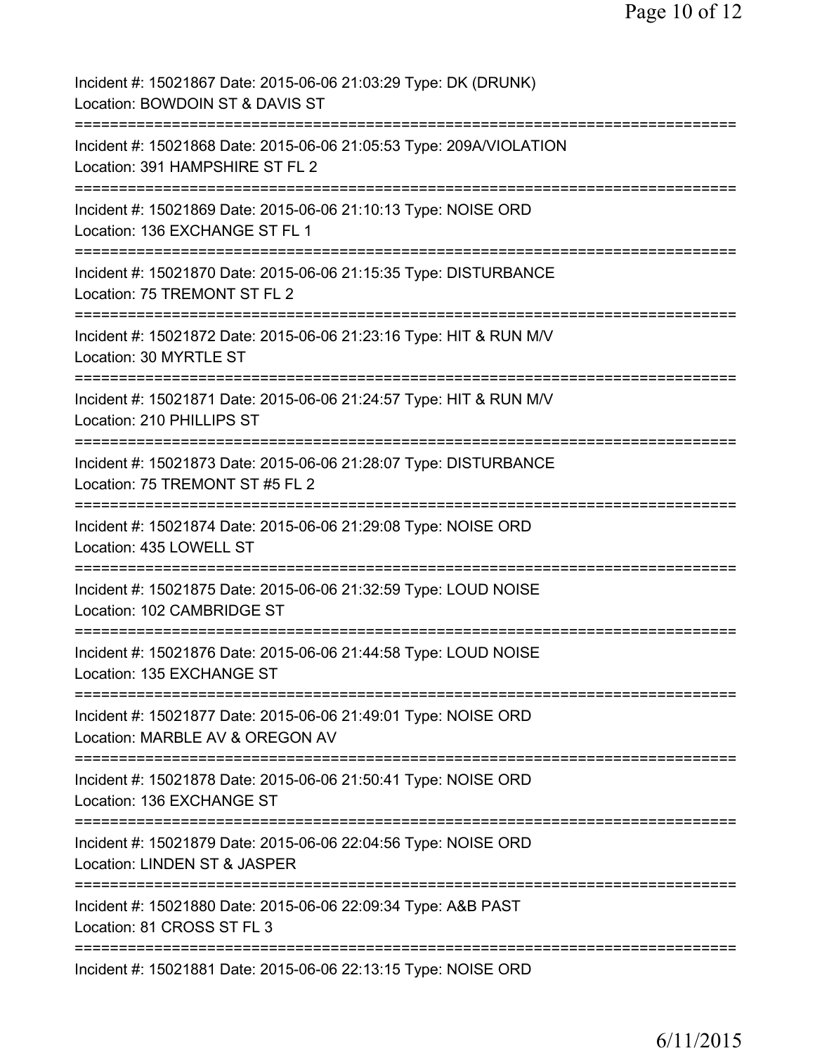Incident #: 15021867 Date: 2015-06-06 21:03:29 Type: DK (DRUNK)
Location: BOWDOIN ST & DAVIS ST
===========================================================================
Incident #: 15021868 Date: 2015-06-06 21:05:53 Type: 209A/VIOLATION
Location: 391 HAMPSHIRE ST FL 2
===========================================================================
Incident #: 15021869 Date: 2015-06-06 21:10:13 Type: NOISE ORD
Location: 136 EXCHANGE ST FL 1
===========================================================================
Incident #: 15021870 Date: 2015-06-06 21:15:35 Type: DISTURBANCE
Location: 75 TREMONT ST FL 2
===========================================================================
Incident #: 15021872 Date: 2015-06-06 21:23:16 Type: HIT & RUN M/V
Location: 30 MYRTLE ST
===========================================================================
Incident #: 15021871 Date: 2015-06-06 21:24:57 Type: HIT & RUN M/V
Location: 210 PHILLIPS ST
===========================================================================
Incident #: 15021873 Date: 2015-06-06 21:28:07 Type: DISTURBANCE
Location: 75 TREMONT ST #5 FL 2
===========================================================================
Incident #: 15021874 Date: 2015-06-06 21:29:08 Type: NOISE ORD
Location: 435 LOWELL ST
===========================================================================
Incident #: 15021875 Date: 2015-06-06 21:32:59 Type: LOUD NOISE
Location: 102 CAMBRIDGE ST
===========================================================================
Incident #: 15021876 Date: 2015-06-06 21:44:58 Type: LOUD NOISE
Location: 135 EXCHANGE ST
===========================================================================
Incident #: 15021877 Date: 2015-06-06 21:49:01 Type: NOISE ORD
Location: MARBLE AV & OREGON AV
===========================================================================
Incident #: 15021878 Date: 2015-06-06 21:50:41 Type: NOISE ORD
Location: 136 EXCHANGE ST
===========================================================================
Incident #: 15021879 Date: 2015-06-06 22:04:56 Type: NOISE ORD
Location: LINDEN ST & JASPER
===========================================================================
Incident #: 15021880 Date: 2015-06-06 22:09:34 Type: A&B PAST
Location: 81 CROSS ST FL 3
===========================================================================
Incident #: 15021881 Date: 2015-06-06 22:13:15 Type: NOISE ORD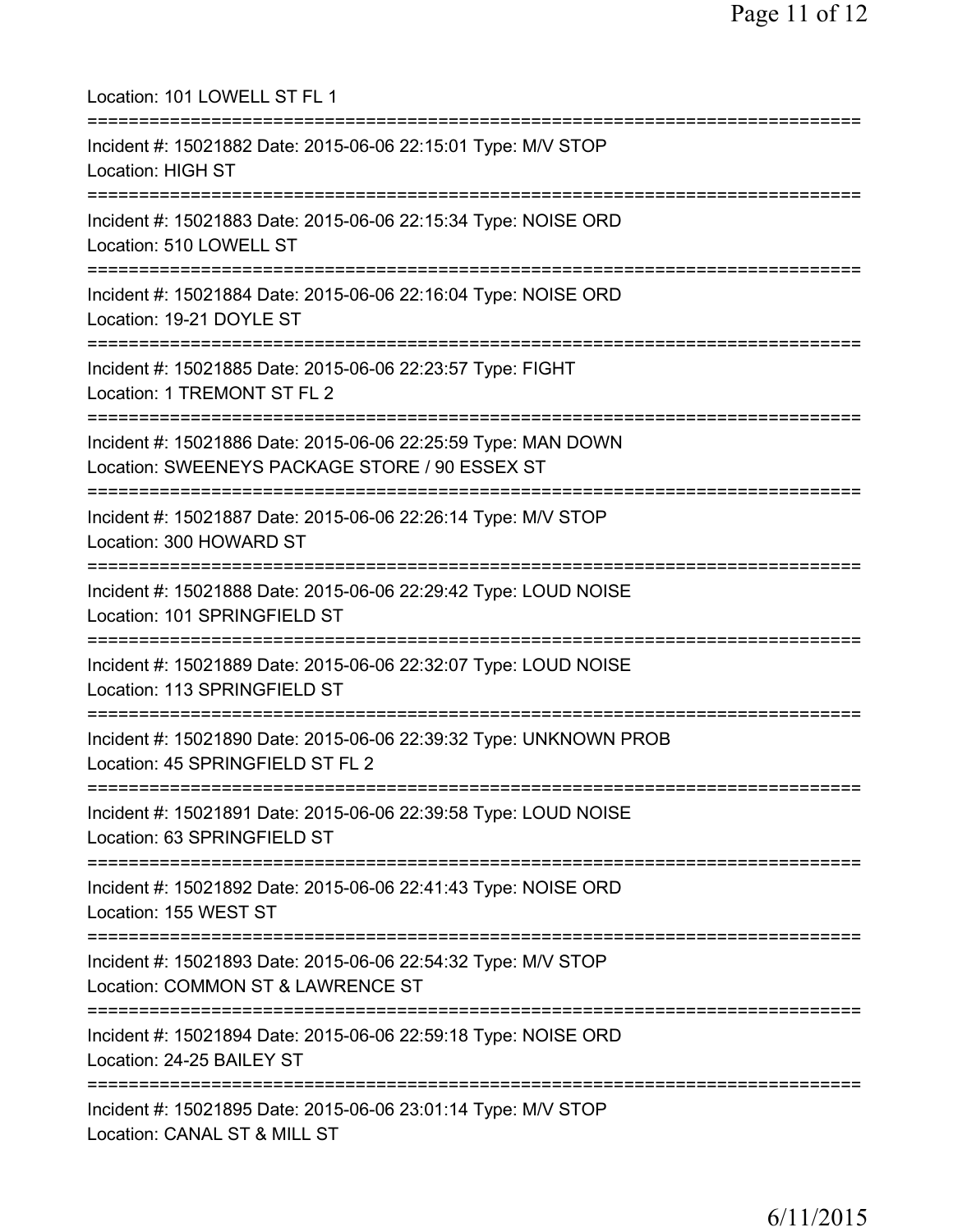Location: 101 LOWELL ST FL 1

===========================================================================

Incident #: 15021882 Date: 2015-06-06 22:15:01 Type: M/V STOP
Location: HIGH ST

===========================================================================

Incident #: 15021883 Date: 2015-06-06 22:15:34 Type: NOISE ORD
Location: 510 LOWELL ST

===========================================================================

Incident #: 15021884 Date: 2015-06-06 22:16:04 Type: NOISE ORD
Location: 19-21 DOYLE ST

===========================================================================

Incident #: 15021885 Date: 2015-06-06 22:23:57 Type: FIGHT
Location: 1 TREMONT ST FL 2

===========================================================================

Incident #: 15021886 Date: 2015-06-06 22:25:59 Type: MAN DOWN
Location: SWEENEYS PACKAGE STORE / 90 ESSEX ST

===========================================================================

Incident #: 15021887 Date: 2015-06-06 22:26:14 Type: M/V STOP
Location: 300 HOWARD ST

===========================================================================

Incident #: 15021888 Date: 2015-06-06 22:29:42 Type: LOUD NOISE
Location: 101 SPRINGFIELD ST

===========================================================================

Incident #: 15021889 Date: 2015-06-06 22:32:07 Type: LOUD NOISE
Location: 113 SPRINGFIELD ST

===========================================================================

Incident #: 15021890 Date: 2015-06-06 22:39:32 Type: UNKNOWN PROB
Location: 45 SPRINGFIELD ST FL 2

===========================================================================

Incident #: 15021891 Date: 2015-06-06 22:39:58 Type: LOUD NOISE
Location: 63 SPRINGFIELD ST

===========================================================================

Incident #: 15021892 Date: 2015-06-06 22:41:43 Type: NOISE ORD
Location: 155 WEST ST

===========================================================================

Incident #: 15021893 Date: 2015-06-06 22:54:32 Type: M/V STOP
Location: COMMON ST & LAWRENCE ST

===========================================================================

Incident #: 15021894 Date: 2015-06-06 22:59:18 Type: NOISE ORD
Location: 24-25 BAILEY ST

===========================================================================

Incident #: 15021895 Date: 2015-06-06 23:01:14 Type: M/V STOP
Location: CANAL ST & MILL ST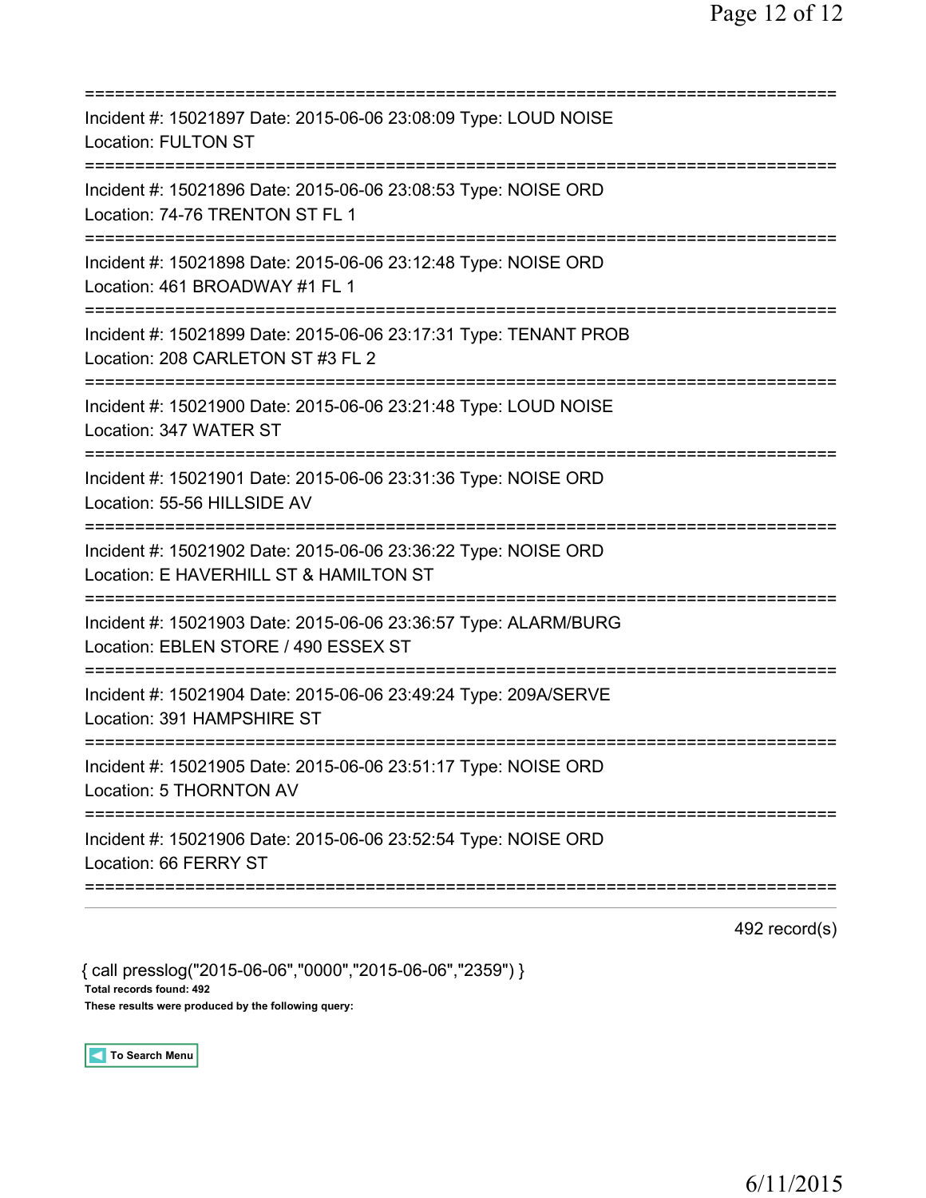===========================================================================
Incident #: 15021897 Date: 2015-06-06 23:08:09 Type: LOUD NOISE
Location: FULTON ST
===========================================================================
Incident #: 15021896 Date: 2015-06-06 23:08:53 Type: NOISE ORD
Location: 74-76 TRENTON ST FL 1
===========================================================================
Incident #: 15021898 Date: 2015-06-06 23:12:48 Type: NOISE ORD
Location: 461 BROADWAY #1 FL 1
===========================================================================
Incident #: 15021899 Date: 2015-06-06 23:17:31 Type: TENANT PROB
Location: 208 CARLETON ST #3 FL 2
===========================================================================
Incident #: 15021900 Date: 2015-06-06 23:21:48 Type: LOUD NOISE
Location: 347 WATER ST
===========================================================================
Incident #: 15021901 Date: 2015-06-06 23:31:36 Type: NOISE ORD
Location: 55-56 HILLSIDE AV
===========================================================================
Incident #: 15021902 Date: 2015-06-06 23:36:22 Type: NOISE ORD
Location: E HAVERHILL ST & HAMILTON ST
===========================================================================
Incident #: 15021903 Date: 2015-06-06 23:36:57 Type: ALARM/BURG
Location: EBLEN STORE / 490 ESSEX ST
===========================================================================
Incident #: 15021904 Date: 2015-06-06 23:49:24 Type: 209A/SERVE
Location: 391 HAMPSHIRE ST
===========================================================================
Incident #: 15021905 Date: 2015-06-06 23:51:17 Type: NOISE ORD
Location: 5 THORNTON AV
===========================================================================
Incident #: 15021906 Date: 2015-06-06 23:52:54 Type: NOISE ORD
Location: 66 FERRY ST
===========================================================================

492 record(s)

{ call presslog("2015-06-06","0000","2015-06-06","2359") }

**Total records found: 492**

**These results were produced by the following query:**

To Search Menu

6/11/2015